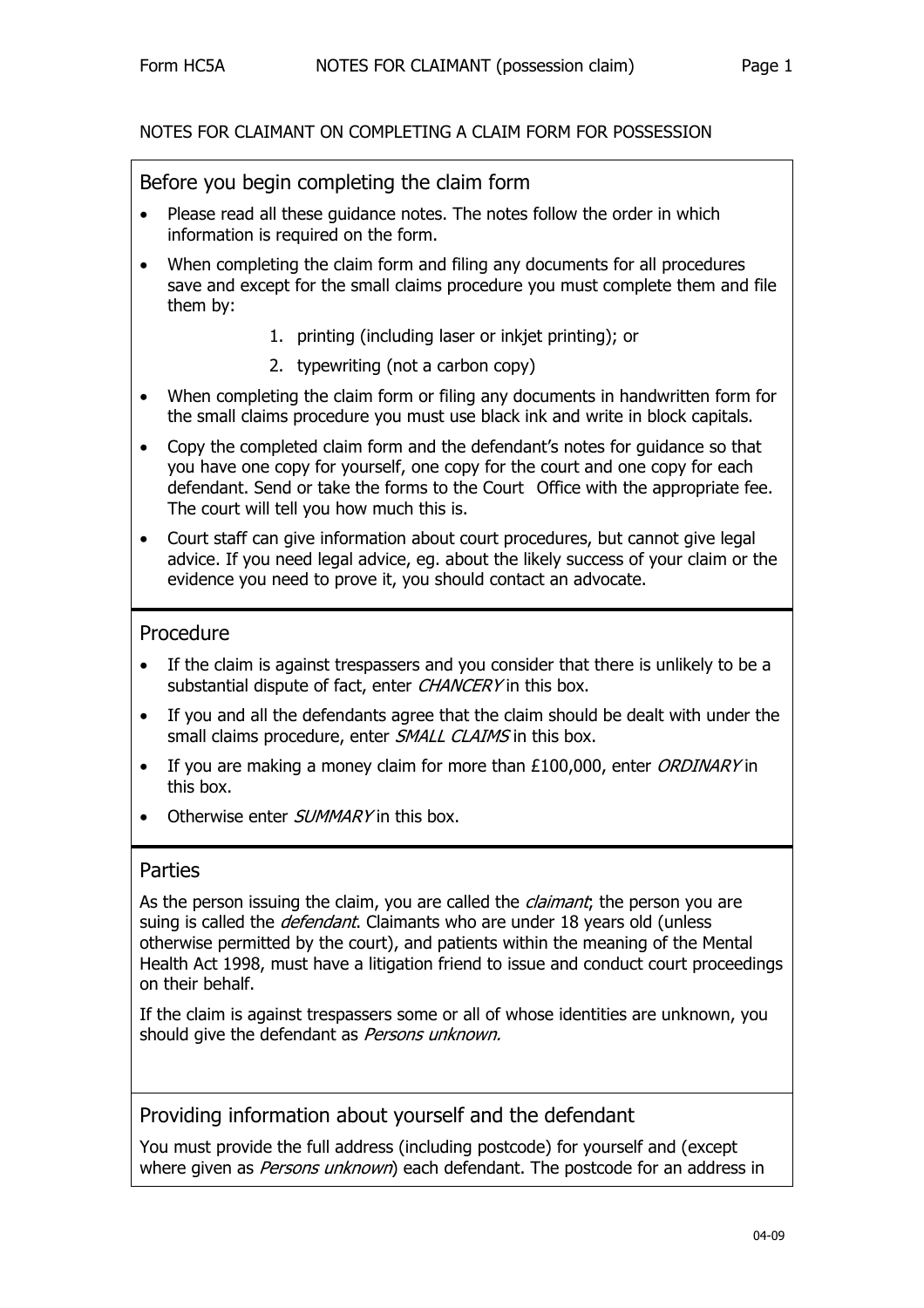NOTES FOR CLAIMANT ON COMPLETING A CLAIM FORM FOR POSSESSION

## Before you begin completing the claim form

- Please read all these guidance notes. The notes follow the order in which information is required on the form.
- When completing the claim form and filing any documents for all procedures save and except for the small claims procedure you must complete them and file them by:
  1. printing (including laser or inkjet printing); or
  2. typewriting (not a carbon copy)
- When completing the claim form or filing any documents in handwritten form for the small claims procedure you must use black ink and write in block capitals.
- Copy the completed claim form and the defendant's notes for guidance so that you have one copy for yourself, one copy for the court and one copy for each defendant. Send or take the forms to the Court Office with the appropriate fee. The court will tell you how much this is.
- Court staff can give information about court procedures, but cannot give legal advice. If you need legal advice, eg. about the likely success of your claim or the evidence you need to prove it, you should contact an advocate.

## Procedure

- If the claim is against trespassers and you consider that there is unlikely to be a substantial dispute of fact, enter *CHANCERY* in this box.
- If you and all the defendants agree that the claim should be dealt with under the small claims procedure, enter *SMALL CLAIMS* in this box.
- If you are making a money claim for more than £100,000, enter *ORDINARY* in this box.
- Otherwise enter *SUMMARY* in this box.

## Parties

As the person issuing the claim, you are called the *claimant*; the person you are suing is called the *defendant*. Claimants who are under 18 years old (unless otherwise permitted by the court), and patients within the meaning of the Mental Health Act 1998, must have a litigation friend to issue and conduct court proceedings on their behalf.

If the claim is against trespassers some or all of whose identities are unknown, you should give the defendant as *Persons unknown.*

## Providing information about yourself and the defendant

You must provide the full address (including postcode) for yourself and (except where given as *Persons unknown*) each defendant. The postcode for an address in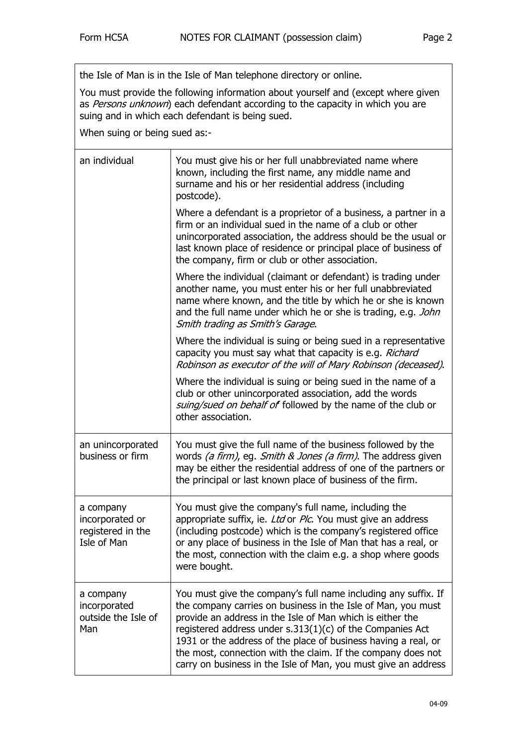the Isle of Man is in the Isle of Man telephone directory or online.

You must provide the following information about yourself and (except where given as *Persons unknown*) each defendant according to the capacity in which you are suing and in which each defendant is being sued.

When suing or being sued as:-

| | |
|---|---|
| an individual | You must give his or her full unabbreviated name where known, including the first name, any middle name and surname and his or her residential address (including postcode).<br><br>Where a defendant is a proprietor of a business, a partner in a firm or an individual sued in the name of a club or other unincorporated association, the address should be the usual or last known place of residence or principal place of business of the company, firm or club or other association.<br><br>Where the individual (claimant or defendant) is trading under another name, you must enter his or her full unabbreviated name where known, and the title by which he or she is known and the full name under which he or she is trading, e.g. *John Smith trading as Smith's Garage*.<br><br>Where the individual is suing or being sued in a representative capacity you must say what that capacity is e.g. *Richard Robinson as executor of the will of Mary Robinson (deceased)*.<br><br>Where the individual is suing or being sued in the name of a club or other unincorporated association, add the words *suing/sued on behalf of* followed by the name of the club or other association. |
| an unincorporated business or firm | You must give the full name of the business followed by the words *(a firm)*, eg. *Smith & Jones (a firm)*. The address given may be either the residential address of one of the partners or the principal or last known place of business of the firm. |
| a company incorporated or registered in the Isle of Man | You must give the company's full name, including the appropriate suffix, ie. *Ltd* or *Plc*. You must give an address (including postcode) which is the company's registered office or any place of business in the Isle of Man that has a real, or the most, connection with the claim e.g. a shop where goods were bought. |
| a company incorporated outside the Isle of Man | You must give the company's full name including any suffix. If the company carries on business in the Isle of Man, you must provide an address in the Isle of Man which is either the registered address under s.313(1)(c) of the Companies Act 1931 or the address of the place of business having a real, or the most, connection with the claim. If the company does not carry on business in the Isle of Man, you must give an address |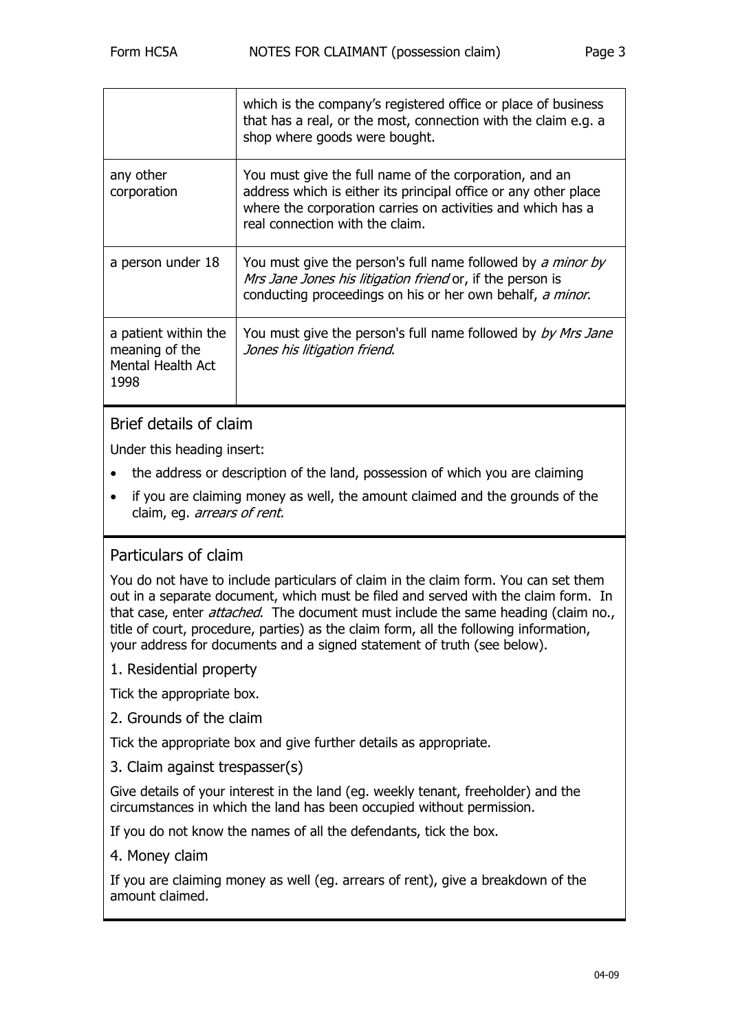| | |
|---|---|
| | which is the company's registered office or place of business that has a real, or the most, connection with the claim e.g. a shop where goods were bought. |
| any other corporation | You must give the full name of the corporation, and an address which is either its principal office or any other place where the corporation carries on activities and which has a real connection with the claim. |
| a person under 18 | You must give the person's full name followed by *a minor by Mrs Jane Jones his litigation friend* or, if the person is conducting proceedings on his or her own behalf, *a minor*. |
| a patient within the meaning of the Mental Health Act 1998 | You must give the person's full name followed by *by Mrs Jane Jones his litigation friend*. |

## Brief details of claim

Under this heading insert:

- the address or description of the land, possession of which you are claiming
- if you are claiming money as well, the amount claimed and the grounds of the claim, eg. *arrears of rent.*

## Particulars of claim

You do not have to include particulars of claim in the claim form. You can set them out in a separate document, which must be filed and served with the claim form. In that case, enter *attached*. The document must include the same heading (claim no., title of court, procedure, parties) as the claim form, all the following information, your address for documents and a signed statement of truth (see below).

### 1. Residential property

Tick the appropriate box.

### 2. Grounds of the claim

Tick the appropriate box and give further details as appropriate.

### 3. Claim against trespasser(s)

Give details of your interest in the land (eg. weekly tenant, freeholder) and the circumstances in which the land has been occupied without permission.

If you do not know the names of all the defendants, tick the box.

### 4. Money claim

If you are claiming money as well (eg. arrears of rent), give a breakdown of the amount claimed.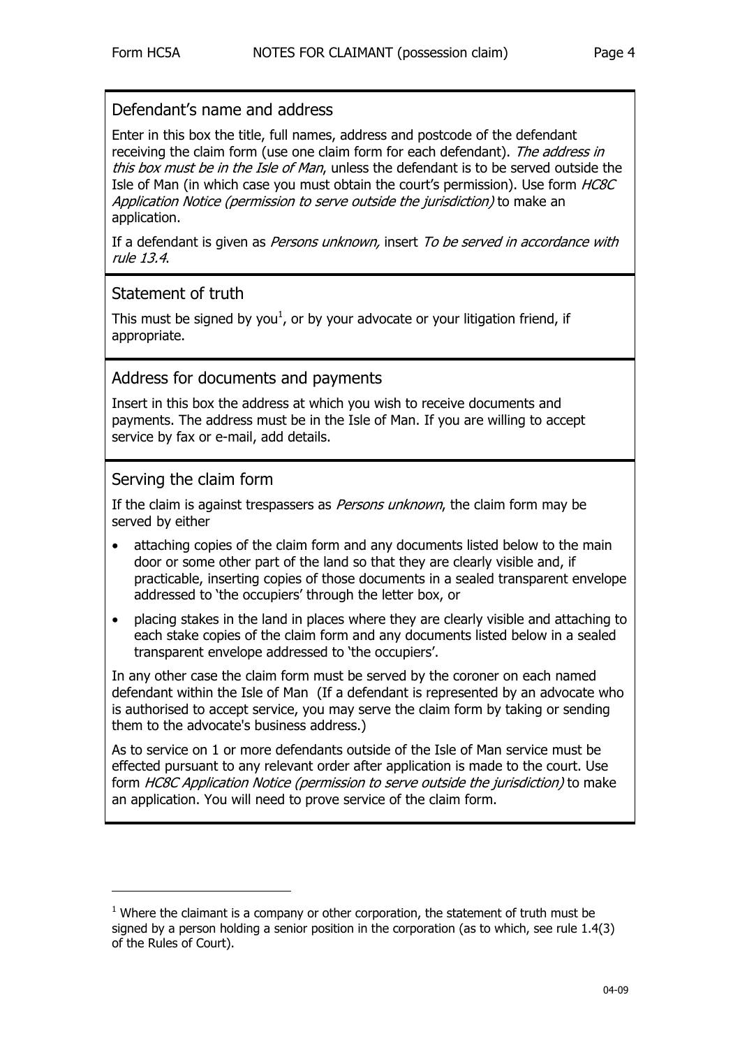## Defendant's name and address

Enter in this box the title, full names, address and postcode of the defendant receiving the claim form (use one claim form for each defendant). *The address in this box must be in the Isle of Man*, unless the defendant is to be served outside the Isle of Man (in which case you must obtain the court's permission). Use form *HC8C Application Notice (permission to serve outside the jurisdiction)* to make an application.

If a defendant is given as *Persons unknown,* insert *To be served in accordance with rule 13.4*.

## Statement of truth

This must be signed by you[1], or by your advocate or your litigation friend, if appropriate.

## Address for documents and payments

Insert in this box the address at which you wish to receive documents and payments. The address must be in the Isle of Man. If you are willing to accept service by fax or e-mail, add details.

## Serving the claim form

If the claim is against trespassers as *Persons unknown*, the claim form may be served by either

- attaching copies of the claim form and any documents listed below to the main door or some other part of the land so that they are clearly visible and, if practicable, inserting copies of those documents in a sealed transparent envelope addressed to 'the occupiers' through the letter box, or
- placing stakes in the land in places where they are clearly visible and attaching to each stake copies of the claim form and any documents listed below in a sealed transparent envelope addressed to 'the occupiers'.

In any other case the claim form must be served by the coroner on each named defendant within the Isle of Man (If a defendant is represented by an advocate who is authorised to accept service, you may serve the claim form by taking or sending them to the advocate's business address.)

As to service on 1 or more defendants outside of the Isle of Man service must be effected pursuant to any relevant order after application is made to the court. Use form *HC8C Application Notice (permission to serve outside the jurisdiction)* to make an application. You will need to prove service of the claim form.

---

[1] Where the claimant is a company or other corporation, the statement of truth must be signed by a person holding a senior position in the corporation (as to which, see rule 1.4(3) of the Rules of Court).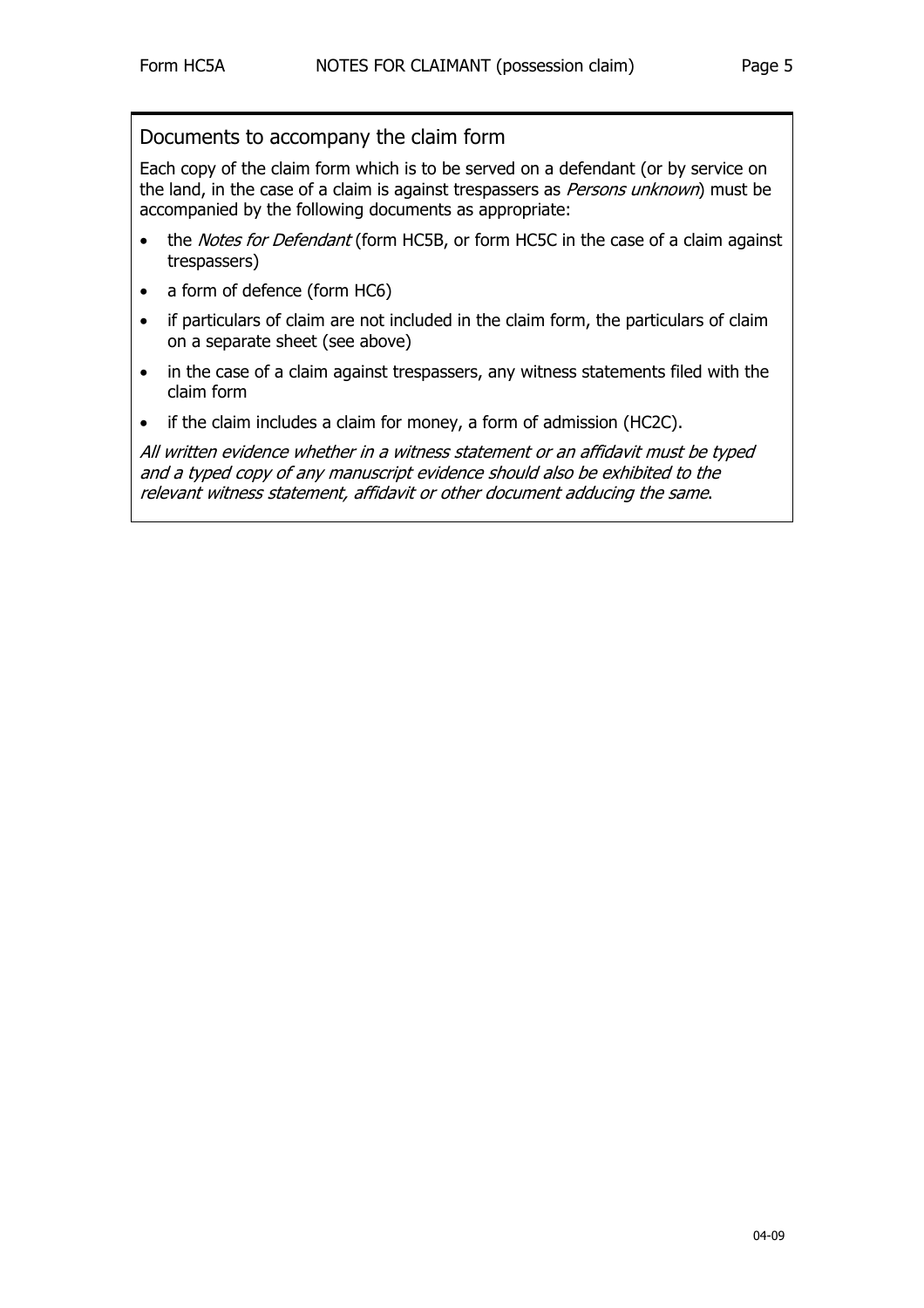## Documents to accompany the claim form

Each copy of the claim form which is to be served on a defendant (or by service on the land, in the case of a claim is against trespassers as *Persons unknown*) must be accompanied by the following documents as appropriate:

- the *Notes for Defendant* (form HC5B, or form HC5C in the case of a claim against trespassers)
- a form of defence (form HC6)
- if particulars of claim are not included in the claim form, the particulars of claim on a separate sheet (see above)
- in the case of a claim against trespassers, any witness statements filed with the claim form
- if the claim includes a claim for money, a form of admission (HC2C).

*All written evidence whether in a witness statement or an affidavit must be typed and a typed copy of any manuscript evidence should also be exhibited to the relevant witness statement, affidavit or other document adducing the same*.